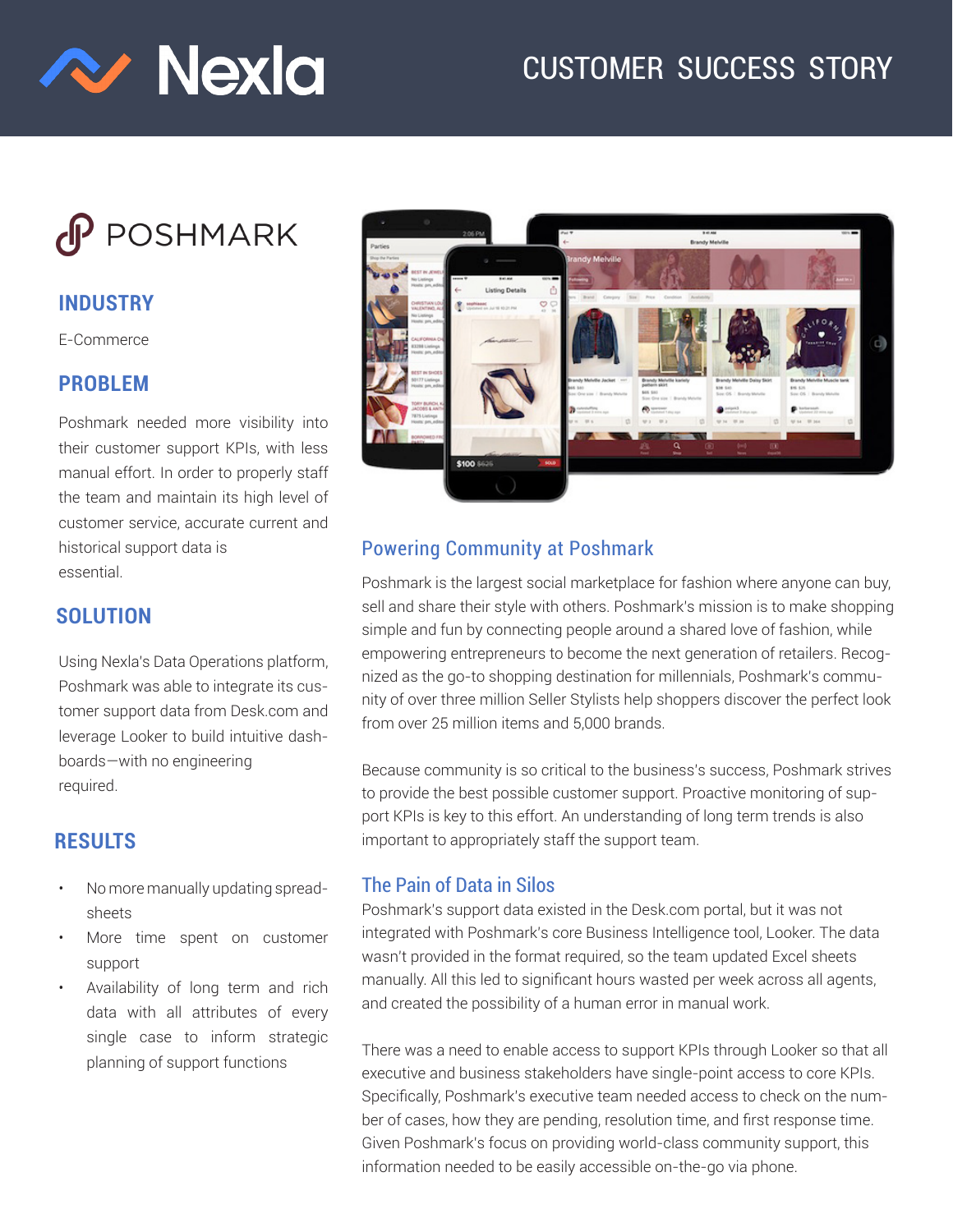# Nexla

CUSTOMER SUCCESS STORY

## POSHMARK

### INDUSTRY

E-Commerce

### PROBLEM

Poshmark needed more visibility into their customer support KPIs, with less manual effort. In order to properly staff the team and maintain its high level of customer service, accurate current and historical support data is essential.

### SOLUTION

Using Nexla's Data Operations platform, Poshmark was able to integrate its customer support data from Desk.com and leverage Looker to build intuitive dashboards—with no engineering required.

### RESULTS

- No more manually updating spreadsheets
- More time spent on customer support
- Availability of long term and rich data with all attributes of every single case to inform strategic planning of support functions

## Powering Community at Poshmark

Poshmark is the largest social marketplace for fashion where anyone can buy, sell and share their style with others. Poshmark's mission is to make shopping simple and fun by connecting people around a shared love of fashion, while empowering entrepreneurs to become the next generation of retailers. Recognized as the go-to shopping destination for millennials, Poshmark's community of over three million Seller Stylists help shoppers discover the perfect look from over 25 million items and 5,000 brands.

Because community is so critical to the business's success, Poshmark strives to provide the best possible customer support. Proactive monitoring of support KPIs is key to this effort. An understanding of long term trends is also important to appropriately staff the support team.

## The Pain of Data in Silos

Poshmark's support data existed in the Desk.com portal, but it was not integrated with Poshmark's core Business Intelligence tool, Looker. The data wasn't provided in the format required, so the team updated Excel sheets manually. All this led to significant hours wasted per week across all agents, and created the possibility of a human error in manual work.

There was a need to enable access to support KPIs through Looker so that all executive and business stakeholders have single-point access to core KPIs. Specifically, Poshmark's executive team needed access to check on the number of cases, how they are pending, resolution time, and first response time. Given Poshmark's focus on providing world-class community support, this information needed to be easily accessible on-the-go via phone.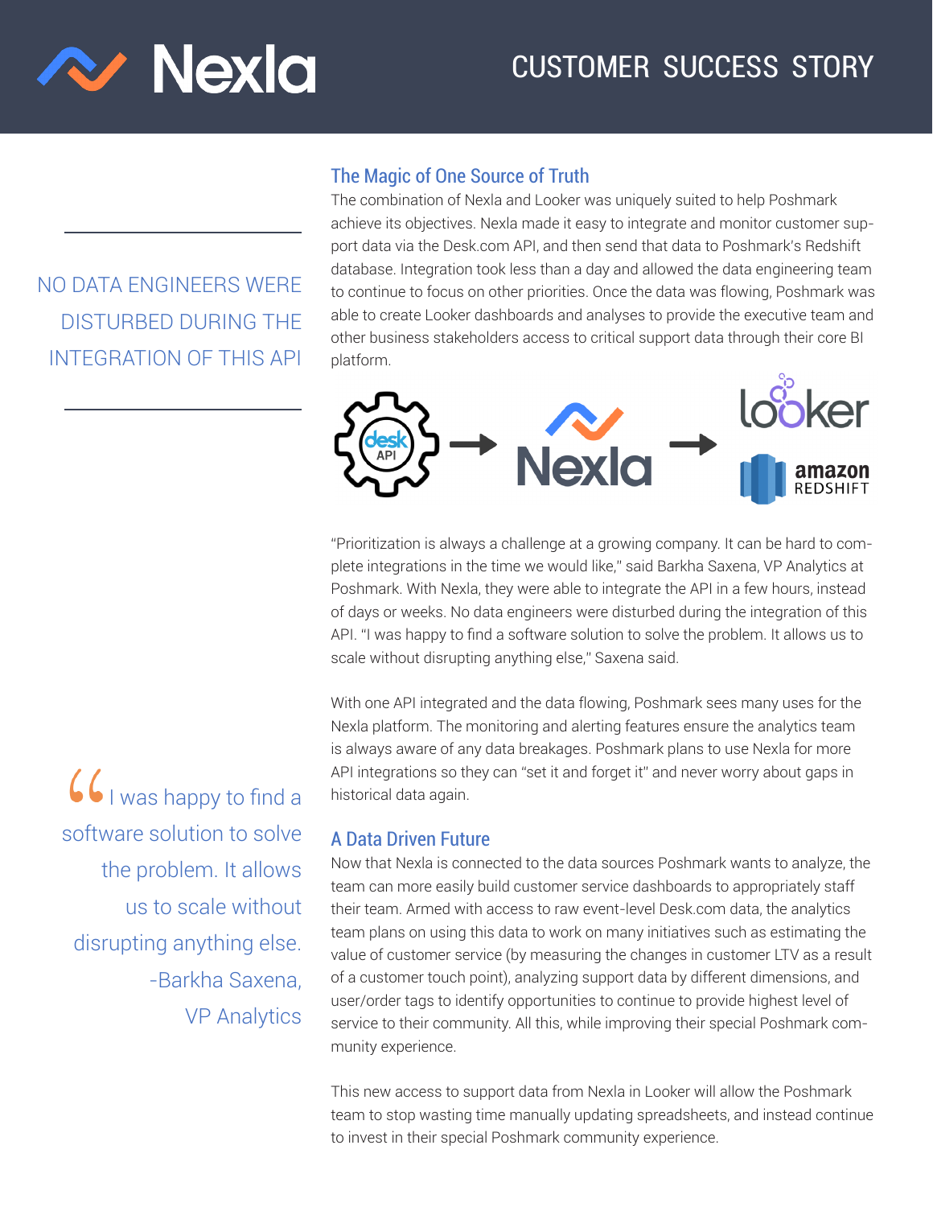NO DATA ENGINEERS WERE DISTURBED DURING THE INTEGRATION OF THIS API

## The Magic of One Source of Truth

The combination of Nexla and Looker was uniquely suited to help Poshmark achieve its objectives. Nexla made it easy to integrate and monitor customer support data via the Desk.com API, and then send that data to Poshmark's Redshift database. Integration took less than a day and allowed the data engineering team to continue to focus on other priorities. Once the data was flowing, Poshmark was able to create Looker dashboards and analyses to provide the executive team and other business stakeholders access to critical support data through their core BI platform.

desk API → Nexla → looker / amazon REDSHIFT

"Prioritization is always a challenge at a growing company. It can be hard to complete integrations in the time we would like," said Barkha Saxena, VP Analytics at Poshmark. With Nexla, they were able to integrate the API in a few hours, instead of days or weeks. No data engineers were disturbed during the integration of this API. "I was happy to find a software solution to solve the problem. It allows us to scale without disrupting anything else," Saxena said.

With one API integrated and the data flowing, Poshmark sees many uses for the Nexla platform. The monitoring and alerting features ensure the analytics team is always aware of any data breakages. Poshmark plans to use Nexla for more API integrations so they can "set it and forget it" and never worry about gaps in historical data again.

> "I was happy to find a software solution to solve the problem. It allows us to scale without disrupting anything else.
> -Barkha Saxena, VP Analytics

## A Data Driven Future

Now that Nexla is connected to the data sources Poshmark wants to analyze, the team can more easily build customer service dashboards to appropriately staff their team. Armed with access to raw event-level Desk.com data, the analytics team plans on using this data to work on many initiatives such as estimating the value of customer service (by measuring the changes in customer LTV as a result of a customer touch point), analyzing support data by different dimensions, and user/order tags to identify opportunities to continue to provide highest level of service to their community. All this, while improving their special Poshmark community experience.

This new access to support data from Nexla in Looker will allow the Poshmark team to stop wasting time manually updating spreadsheets, and instead continue to invest in their special Poshmark community experience.